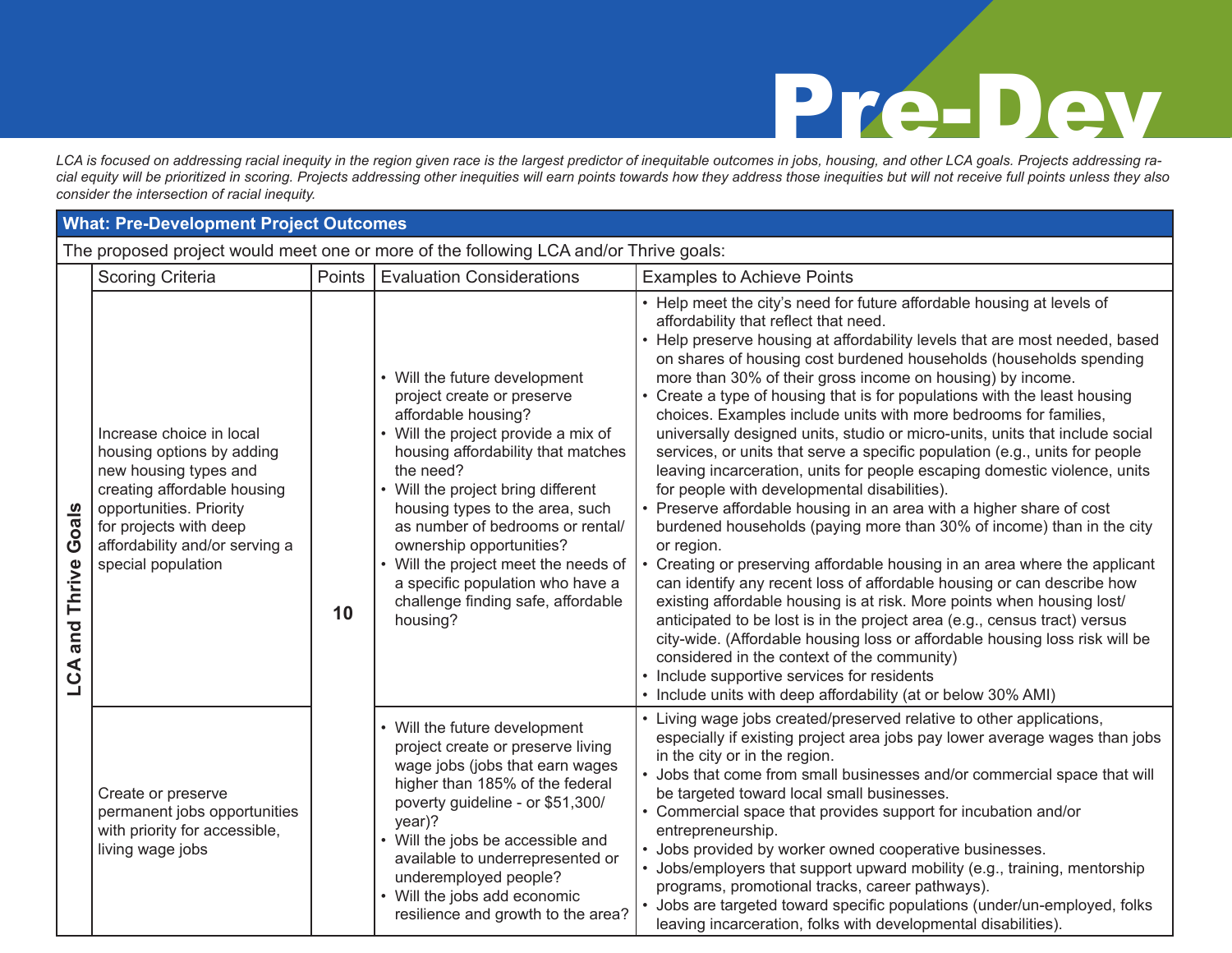# Pre-Dev

*LCA is focused on addressing racial inequity in the region given race is the largest predictor of inequitable outcomes in jobs, housing, and other LCA goals. Projects addressing racial equity will be prioritized in scoring. Projects addressing other inequities will earn points towards how they address those inequities but will not receive full points unless they also consider the intersection of racial inequity.*

| **What: Pre-Development Project Outcomes** | | | | |
|---|---|---|---|---|
| The proposed project would meet one or more of the following LCA and/or Thrive goals: | | | | |
| | Scoring Criteria | Points | Evaluation Considerations | Examples to Achieve Points |
| **LCA and Thrive Goals** | Increase choice in local housing options by adding new housing types and creating affordable housing opportunities. Priority for projects with deep affordability and/or serving a special population | **10** | • Will the future development project create or preserve affordable housing?<br>• Will the project provide a mix of housing affordability that matches the need?<br>• Will the project bring different housing types to the area, such as number of bedrooms or rental/ ownership opportunities?<br>• Will the project meet the needs of a specific population who have a challenge finding safe, affordable housing? | • Help meet the city's need for future affordable housing at levels of affordability that reflect that need.<br>• Help preserve housing at affordability levels that are most needed, based on shares of housing cost burdened households (households spending more than 30% of their gross income on housing) by income.<br>• Create a type of housing that is for populations with the least housing choices. Examples include units with more bedrooms for families, universally designed units, studio or micro-units, units that include social services, or units that serve a specific population (e.g., units for people leaving incarceration, units for people escaping domestic violence, units for people with developmental disabilities).<br>• Preserve affordable housing in an area with a higher share of cost burdened households (paying more than 30% of income) than in the city or region.<br>• Creating or preserving affordable housing in an area where the applicant can identify any recent loss of affordable housing or can describe how existing affordable housing is at risk. More points when housing lost/ anticipated to be lost is in the project area (e.g., census tract) versus city-wide. (Affordable housing loss or affordable housing loss risk will be considered in the context of the community)<br>• Include supportive services for residents<br>• Include units with deep affordability (at or below 30% AMI) |
| | Create or preserve permanent jobs opportunities with priority for accessible, living wage jobs | | • Will the future development project create or preserve living wage jobs (jobs that earn wages higher than 185% of the federal poverty guideline - or $51,300/ year)?<br>• Will the jobs be accessible and available to underrepresented or underemployed people?<br>• Will the jobs add economic resilience and growth to the area? | • Living wage jobs created/preserved relative to other applications, especially if existing project area jobs pay lower average wages than jobs in the city or in the region.<br>• Jobs that come from small businesses and/or commercial space that will be targeted toward local small businesses.<br>• Commercial space that provides support for incubation and/or entrepreneurship.<br>• Jobs provided by worker owned cooperative businesses.<br>• Jobs/employers that support upward mobility (e.g., training, mentorship programs, promotional tracks, career pathways).<br>• Jobs are targeted toward specific populations (under/un-employed, folks leaving incarceration, folks with developmental disabilities). |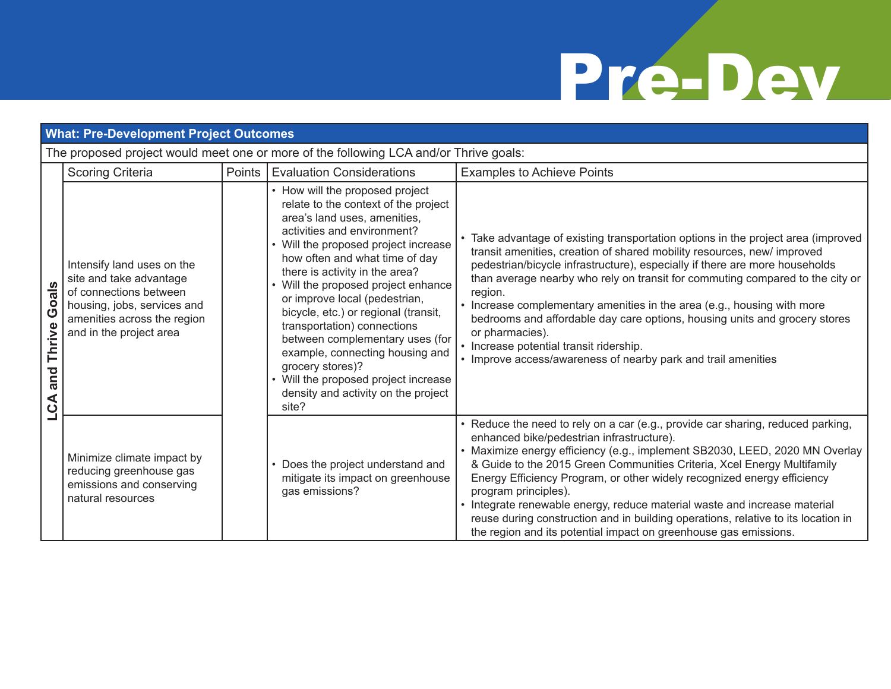# Pre-Dev

| What: Pre-Development Project Outcomes | | | | |
|---|---|---|---|---|
| The proposed project would meet one or more of the following LCA and/or Thrive goals: | | | | |
| | Scoring Criteria | Points | Evaluation Considerations | Examples to Achieve Points |
| LCA and Thrive Goals | Intensify land uses on the site and take advantage of connections between housing, jobs, services and amenities across the region and in the project area | | • How will the proposed project relate to the context of the project area's land uses, amenities, activities and environment?<br>• Will the proposed project increase how often and what time of day there is activity in the area?<br>• Will the proposed project enhance or improve local (pedestrian, bicycle, etc.) or regional (transit, transportation) connections between complementary uses (for example, connecting housing and grocery stores)?<br>• Will the proposed project increase density and activity on the project site? | • Take advantage of existing transportation options in the project area (improved transit amenities, creation of shared mobility resources, new/ improved pedestrian/bicycle infrastructure), especially if there are more households than average nearby who rely on transit for commuting compared to the city or region.<br>• Increase complementary amenities in the area (e.g., housing with more bedrooms and affordable day care options, housing units and grocery stores or pharmacies).<br>• Increase potential transit ridership.<br>• Improve access/awareness of nearby park and trail amenities |
| | Minimize climate impact by reducing greenhouse gas emissions and conserving natural resources | | • Does the project understand and mitigate its impact on greenhouse gas emissions? | • Reduce the need to rely on a car (e.g., provide car sharing, reduced parking, enhanced bike/pedestrian infrastructure).<br>• Maximize energy efficiency (e.g., implement SB2030, LEED, 2020 MN Overlay & Guide to the 2015 Green Communities Criteria, Xcel Energy Multifamily Energy Efficiency Program, or other widely recognized energy efficiency program principles).<br>• Integrate renewable energy, reduce material waste and increase material reuse during construction and in building operations, relative to its location in the region and its potential impact on greenhouse gas emissions. |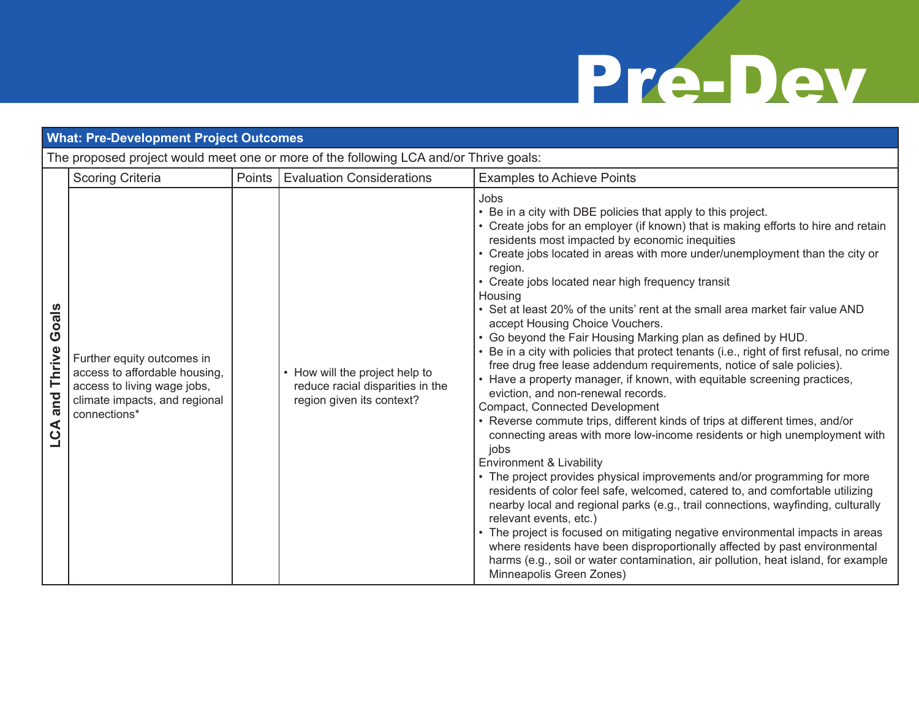# Pre-Dev

| What: Pre-Development Project Outcomes | | | | |
|---|---|---|---|---|
| The proposed project would meet one or more of the following LCA and/or Thrive goals: | | | | |
| | Scoring Criteria | Points | Evaluation Considerations | Examples to Achieve Points |
| **LCA and Thrive Goals** | Further equity outcomes in access to affordable housing, access to living wage jobs, climate impacts, and regional connections* | | • How will the project help to reduce racial disparities in the region given its context? | Jobs<br>• Be in a city with DBE policies that apply to this project.<br>• Create jobs for an employer (if known) that is making efforts to hire and retain residents most impacted by economic inequities<br>• Create jobs located in areas with more under/unemployment than the city or region.<br>• Create jobs located near high frequency transit<br>Housing<br>• Set at least 20% of the units' rent at the small area market fair value AND accept Housing Choice Vouchers.<br>• Go beyond the Fair Housing Marking plan as defined by HUD.<br>• Be in a city with policies that protect tenants (i.e., right of first refusal, no crime free drug free lease addendum requirements, notice of sale policies).<br>• Have a property manager, if known, with equitable screening practices, eviction, and non-renewal records.<br>Compact, Connected Development<br>• Reverse commute trips, different kinds of trips at different times, and/or connecting areas with more low-income residents or high unemployment with jobs<br>Environment & Livability<br>• The project provides physical improvements and/or programming for more residents of color feel safe, welcomed, catered to, and comfortable utilizing nearby local and regional parks (e.g., trail connections, wayfinding, culturally relevant events, etc.)<br>• The project is focused on mitigating negative environmental impacts in areas where residents have been disproportionally affected by past environmental harms (e.g., soil or water contamination, air pollution, heat island, for example Minneapolis Green Zones) |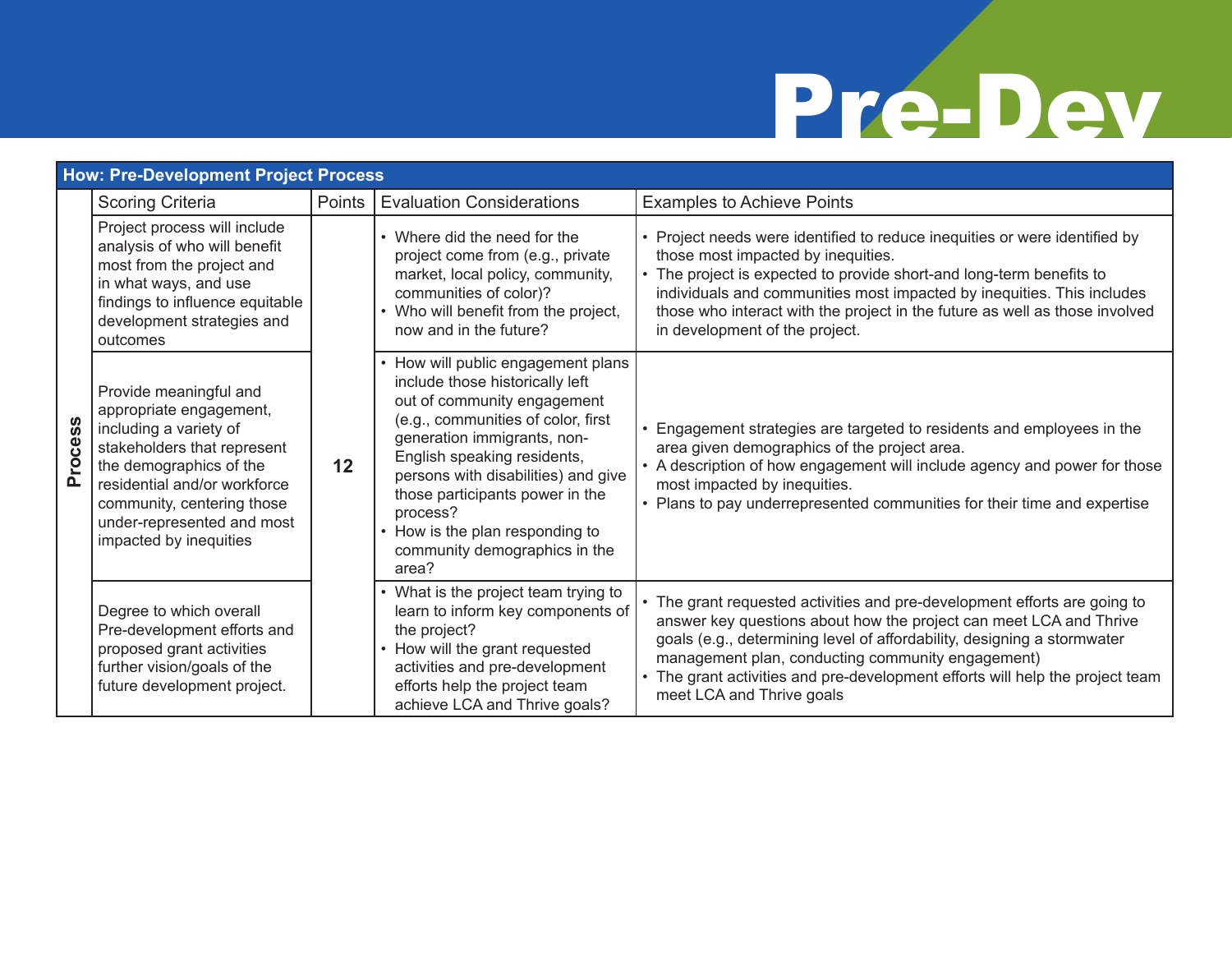# Pre-Dev

| How: Pre-Development Project Process | | | | |
|---|---|---|---|---|
| | Scoring Criteria | Points | Evaluation Considerations | Examples to Achieve Points |
| Process | Project process will include analysis of who will benefit most from the project and in what ways, and use findings to influence equitable development strategies and outcomes | 12 | • Where did the need for the project come from (e.g., private market, local policy, community, communities of color)? <br> • Who will benefit from the project, now and in the future? | • Project needs were identified to reduce inequities or were identified by those most impacted by inequities. <br> • The project is expected to provide short-and long-term benefits to individuals and communities most impacted by inequities. This includes those who interact with the project in the future as well as those involved in development of the project. |
| | Provide meaningful and appropriate engagement, including a variety of stakeholders that represent the demographics of the residential and/or workforce community, centering those under-represented and most impacted by inequities | | • How will public engagement plans include those historically left out of community engagement (e.g., communities of color, first generation immigrants, non-English speaking residents, persons with disabilities) and give those participants power in the process? <br> • How is the plan responding to community demographics in the area? | • Engagement strategies are targeted to residents and employees in the area given demographics of the project area. <br> • A description of how engagement will include agency and power for those most impacted by inequities. <br> • Plans to pay underrepresented communities for their time and expertise |
| | Degree to which overall Pre-development efforts and proposed grant activities further vision/goals of the future development project. | | • What is the project team trying to learn to inform key components of the project? <br> • How will the grant requested activities and pre-development efforts help the project team achieve LCA and Thrive goals? | • The grant requested activities and pre-development efforts are going to answer key questions about how the project can meet LCA and Thrive goals (e.g., determining level of affordability, designing a stormwater management plan, conducting community engagement) <br> • The grant activities and pre-development efforts will help the project team meet LCA and Thrive goals |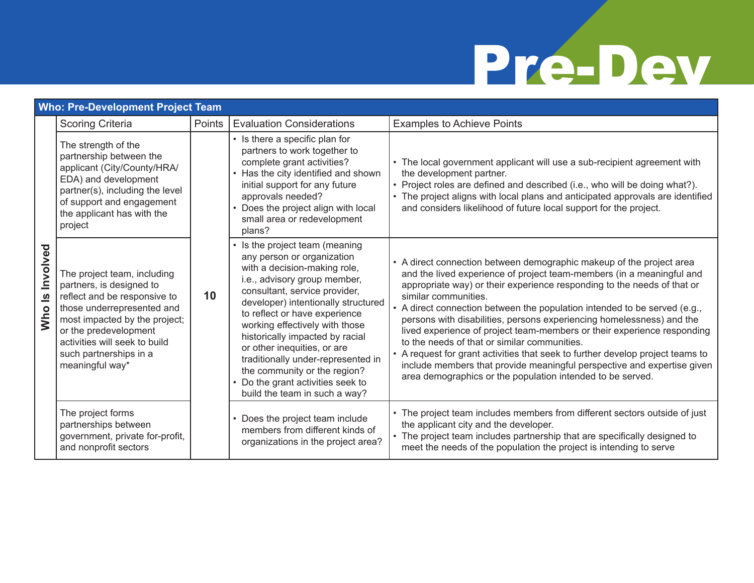# Pre-Dev

| Who: Pre-Development Project Team | | | | |
|---|---|---|---|---|
| | Scoring Criteria | Points | Evaluation Considerations | Examples to Achieve Points |
| Who Is Involved | The strength of the partnership between the applicant (City/County/HRA/EDA) and development partner(s), including the level of support and engagement the applicant has with the project | 10 | • Is there a specific plan for partners to work together to complete grant activities?<br>• Has the city identified and shown initial support for any future approvals needed?<br>• Does the project align with local small area or redevelopment plans? | • The local government applicant will use a sub-recipient agreement with the development partner.<br>• Project roles are defined and described (i.e., who will be doing what?).<br>• The project aligns with local plans and anticipated approvals are identified and considers likelihood of future local support for the project. |
| | The project team, including partners, is designed to reflect and be responsive to those underrepresented and most impacted by the project; or the predevelopment activities will seek to build such partnerships in a meaningful way* | | • Is the project team (meaning any person or organization with a decision-making role, i.e., advisory group member, consultant, service provider, developer) intentionally structured to reflect or have experience working effectively with those historically impacted by racial or other inequities, or are traditionally under-represented in the community or the region?<br>• Do the grant activities seek to build the team in such a way? | • A direct connection between demographic makeup of the project area and the lived experience of project team-members (in a meaningful and appropriate way) or their experience responding to the needs of that or similar communities.<br>• A direct connection between the population intended to be served (e.g., persons with disabilities, persons experiencing homelessness) and the lived experience of project team-members or their experience responding to the needs of that or similar communities.<br>• A request for grant activities that seek to further develop project teams to include members that provide meaningful perspective and expertise given area demographics or the population intended to be served. |
| | The project forms partnerships between government, private for-profit, and nonprofit sectors | | • Does the project team include members from different kinds of organizations in the project area? | • The project team includes members from different sectors outside of just the applicant city and the developer.<br>• The project team includes partnership that are specifically designed to meet the needs of the population the project is intending to serve |